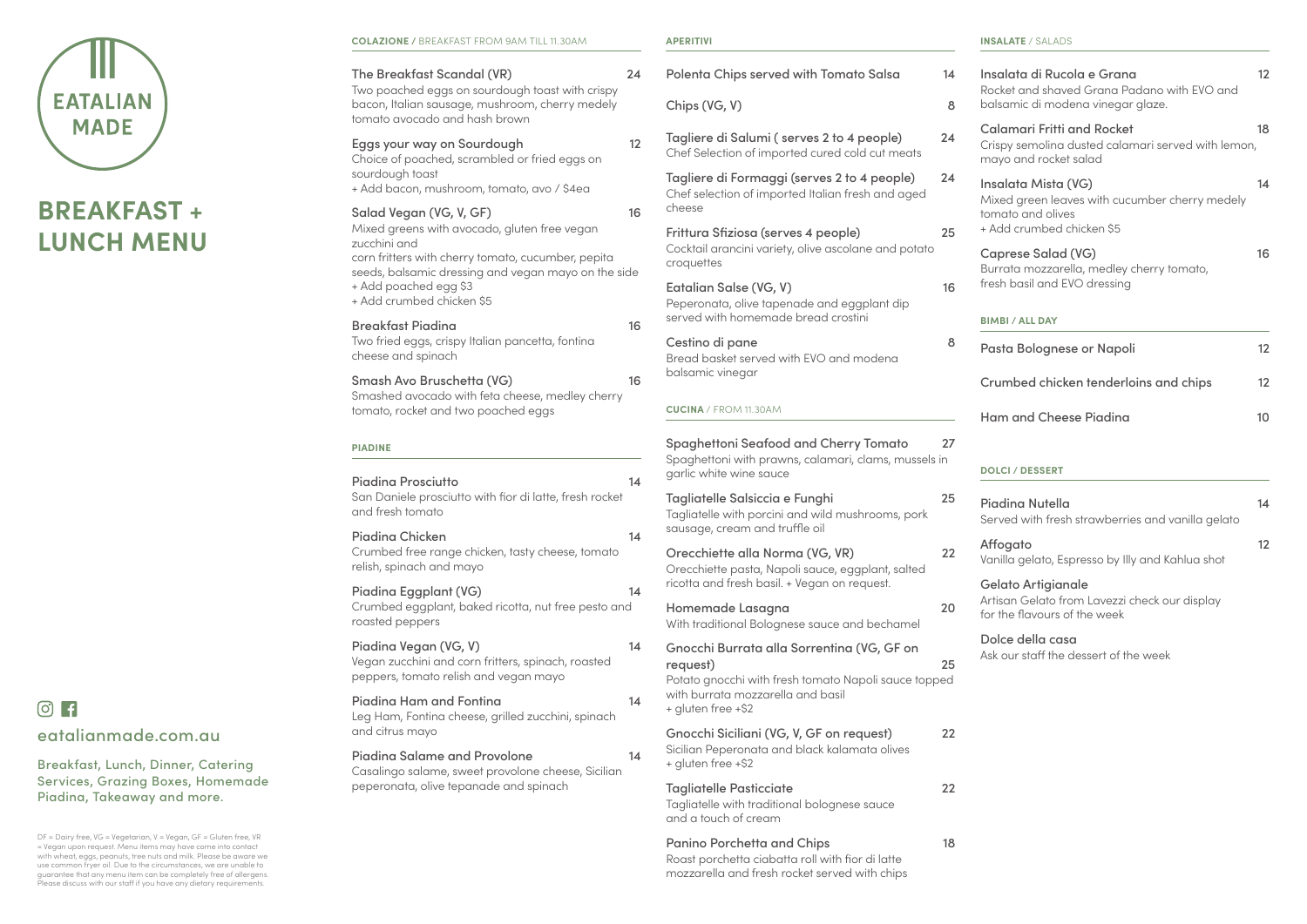# EATALIAN MADE

# BREAKFAST + LUNCH MENU

eatalianmade.com.au

Breakfast, Lunch, Dinner, Catering Services, Grazing Boxes, Homemade Piadina, Takeaway and more.

DF = Dairy free, VG = Vegetarian, V = Vegan, GF = Gluten free, VR = Vegan upon request. Menu items may have come into contact with wheat, eggs, peanuts, tree nuts and milk. Please be aware we use common fryer oil. Due to the circumstances, we are unable to guarantee that any menu item can be completely free of allergens. Please discuss with our staff if you have any dietary requirements.

## COLAZIONE / BREAKFAST FROM 9AM TILL 11.30AM

**The Breakfast Scandal (VR)** 24
Two poached eggs on sourdough toast with crispy bacon, Italian sausage, mushroom, cherry medely tomato avocado and hash brown

**Eggs your way on Sourdough** 12
Choice of poached, scrambled or fried eggs on sourdough toast
+ Add bacon, mushroom, tomato, avo / $4ea

**Salad Vegan (VG, V, GF)** 16
Mixed greens with avocado, gluten free vegan zucchini and
corn fritters with cherry tomato, cucumber, pepita seeds, balsamic dressing and vegan mayo on the side
+ Add poached egg $3
+ Add crumbed chicken $5

**Breakfast Piadina** 16
Two fried eggs, crispy Italian pancetta, fontina cheese and spinach

**Smash Avo Bruschetta (VG)** 16
Smashed avocado with feta cheese, medley cherry tomato, rocket and two poached eggs

## PIADINE

**Piadina Prosciutto** 14
San Daniele prosciutto with fior di latte, fresh rocket and fresh tomato

**Piadina Chicken** 14
Crumbed free range chicken, tasty cheese, tomato relish, spinach and mayo

**Piadina Eggplant (VG)** 14
Crumbed eggplant, baked ricotta, nut free pesto and roasted peppers

**Piadina Vegan (VG, V)** 14
Vegan zucchini and corn fritters, spinach, roasted peppers, tomato relish and vegan mayo

**Piadina Ham and Fontina** 14
Leg Ham, Fontina cheese, grilled zucchini, spinach and citrus mayo

**Piadina Salame and Provolone** 14
Casalingo salame, sweet provolone cheese, Sicilian peperonata, olive tepanade and spinach

## APERITIVI

**Polenta Chips served with Tomato Salsa** 14

**Chips (VG, V)** 8

**Tagliere di Salumi ( serves 2 to 4 people)** 24
Chef Selection of imported cured cold cut meats

**Tagliere di Formaggi (serves 2 to 4 people)** 24
Chef selection of imported Italian fresh and aged cheese

**Frittura Sfiziosa (serves 4 people)** 25
Cocktail arancini variety, olive ascolane and potato croquettes

**Eatalian Salse (VG, V)** 16
Peperonata, olive tapenade and eggplant dip served with homemade bread crostini

**Cestino di pane** 8
Bread basket served with EVO and modena balsamic vinegar

## CUCINA / FROM 11.30AM

**Spaghettoni Seafood and Cherry Tomato** 27
Spaghettoni with prawns, calamari, clams, mussels in garlic white wine sauce

**Tagliatelle Salsiccia e Funghi** 25
Tagliatelle with porcini and wild mushrooms, pork sausage, cream and truffle oil

**Orecchiette alla Norma (VG, VR)** 22
Orecchiette pasta, Napoli sauce, eggplant, salted ricotta and fresh basil. + Vegan on request.

**Homemade Lasagna** 20
With traditional Bolognese sauce and bechamel

**Gnocchi Burrata alla Sorrentina (VG, GF on request)** 25
Potato gnocchi with fresh tomato Napoli sauce topped with burrata mozzarella and basil
+ gluten free +$2

**Gnocchi Siciliani (VG, V, GF on request)** 22
Sicilian Peperonata and black kalamata olives
+ gluten free +$2

**Tagliatelle Pasticciate** 22
Tagliatelle with traditional bolognese sauce and a touch of cream

**Panino Porchetta and Chips** 18
Roast porchetta ciabatta roll with fior di latte mozzarella and fresh rocket served with chips

## INSALATE / SALADS

**Insalata di Rucola e Grana** 12
Rocket and shaved Grana Padano with EVO and balsamic di modena vinegar glaze.

**Calamari Fritti and Rocket** 18
Crispy semolina dusted calamari served with lemon, mayo and rocket salad

**Insalata Mista (VG)** 14
Mixed green leaves with cucumber cherry medely tomato and olives
+ Add crumbed chicken $5

**Caprese Salad (VG)** 16
Burrata mozzarella, medley cherry tomato, fresh basil and EVO dressing

## BIMBI / ALL DAY

**Pasta Bolognese or Napoli** 12

**Crumbed chicken tenderloins and chips** 12

**Ham and Cheese Piadina** 10

## DOLCI / DESSERT

**Piadina Nutella** 14
Served with fresh strawberries and vanilla gelato

**Affogato** 12
Vanilla gelato, Espresso by Illy and Kahlua shot

**Gelato Artigianale**
Artisan Gelato from Lavezzi check our display for the flavours of the week

**Dolce della casa**
Ask our staff the dessert of the week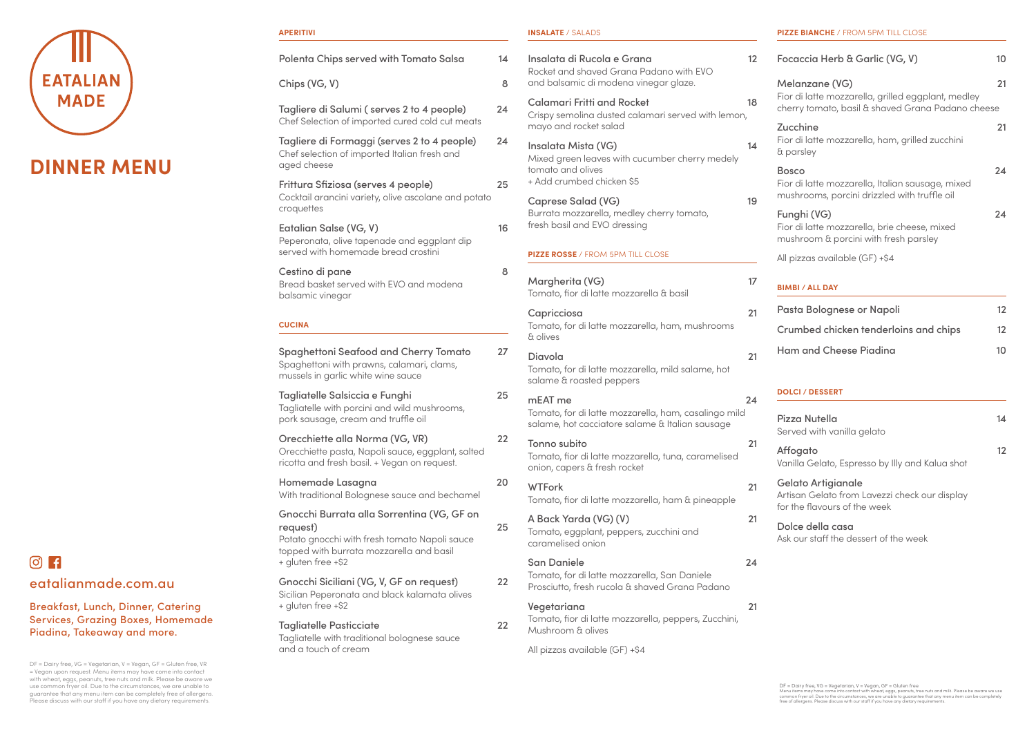# EATALIAN MADE

# DINNER MENU

eatalianmade.com.au

Breakfast, Lunch, Dinner, Catering Services, Grazing Boxes, Homemade Piadina, Takeaway and more.

DF = Dairy free, VG = Vegetarian, V = Vegan, GF = Gluten free, VR = Vegan upon request. Menu items may have come into contact with wheat, eggs, peanuts, tree nuts and milk. Please be aware we use common fryer oil. Due to the circumstances, we are unable to guarantee that any menu item can be completely free of allergens. Please discuss with our staff if you have any dietary requirements.

## APERITIVI

**Polenta Chips served with Tomato Salsa** 14

**Chips (VG, V)** 8

**Tagliere di Salumi ( serves 2 to 4 people)** 24
Chef Selection of imported cured cold cut meats

**Tagliere di Formaggi (serves 2 to 4 people)** 24
Chef selection of imported Italian fresh and aged cheese

**Frittura Sfiziosa (serves 4 people)** 25
Cocktail arancini variety, olive ascolane and potato croquettes

**Eatalian Salse (VG, V)** 16
Peperonata, olive tapenade and eggplant dip served with homemade bread crostini

**Cestino di pane** 8
Bread basket served with EVO and modena balsamic vinegar

## CUCINA

**Spaghettoni Seafood and Cherry Tomato** 27
Spaghettoni with prawns, calamari, clams, mussels in garlic white wine sauce

**Tagliatelle Salsiccia e Funghi** 25
Tagliatelle with porcini and wild mushrooms, pork sausage, cream and truffle oil

**Orecchiette alla Norma (VG, VR)** 22
Orecchiette pasta, Napoli sauce, eggplant, salted ricotta and fresh basil. + Vegan on request.

**Homemade Lasagna** 20
With traditional Bolognese sauce and bechamel

**Gnocchi Burrata alla Sorrentina (VG, GF on request)** 25
Potato gnocchi with fresh tomato Napoli sauce topped with burrata mozzarella and basil
+ gluten free +$2

**Gnocchi Siciliani (VG, V, GF on request)** 22
Sicilian Peperonata and black kalamata olives
+ gluten free +$2

**Tagliatelle Pasticciate** 22
Tagliatelle with traditional bolognese sauce and a touch of cream

## INSALATE / SALADS

**Insalata di Rucola e Grana** 12
Rocket and shaved Grana Padano with EVO and balsamic di modena vinegar glaze.

**Calamari Fritti and Rocket** 18
Crispy semolina dusted calamari served with lemon, mayo and rocket salad

**Insalata Mista (VG)** 14
Mixed green leaves with cucumber cherry medely tomato and olives
+ Add crumbed chicken $5

**Caprese Salad (VG)** 19
Burrata mozzarella, medley cherry tomato, fresh basil and EVO dressing

## PIZZE ROSSE / FROM 5PM TILL CLOSE

**Margherita (VG)** 17
Tomato, fior di latte mozzarella & basil

**Capricciosa** 21
Tomato, for di latte mozzarella, ham, mushrooms & olives

**Diavola** 21
Tomato, for di latte mozzarella, mild salame, hot salame & roasted peppers

**mEAT me** 24
Tomato, for di latte mozzarella, ham, casalingo mild salame, hot cacciatore salame & Italian sausage

**Tonno subito** 21
Tomato, fior di latte mozzarella, tuna, caramelised onion, capers & fresh rocket

**WTFork** 21
Tomato, fior di latte mozzarella, ham & pineapple

**A Back Yarda (VG) (V)** 21
Tomato, eggplant, peppers, zucchini and caramelised onion

**San Daniele** 24
Tomato, for di latte mozzarella, San Daniele Prosciutto, fresh rucola & shaved Grana Padano

**Vegetariana** 21
Tomato, fior di latte mozzarella, peppers, Zucchini, Mushroom & olives

All pizzas available (GF) +$4

## PIZZE BIANCHE / FROM 5PM TILL CLOSE

**Focaccia Herb & Garlic (VG, V)** 10

**Melanzane (VG)** 21
Fior di latte mozzarella, grilled eggplant, medley cherry tomato, basil & shaved Grana Padano cheese

**Zucchine** 21
Fior di latte mozzarella, ham, grilled zucchini & parsley

**Bosco** 24
Fior di latte mozzarella, Italian sausage, mixed mushrooms, porcini drizzled with truffle oil

**Funghi (VG)** 24
Fior di latte mozzarella, brie cheese, mixed mushroom & porcini with fresh parsley

All pizzas available (GF) +$4

## BIMBI / ALL DAY

**Pasta Bolognese or Napoli** 12

**Crumbed chicken tenderloins and chips** 12

**Ham and Cheese Piadina** 10

## DOLCI / DESSERT

**Pizza Nutella** 14
Served with vanilla gelato

**Affogato** 12
Vanilla Gelato, Espresso by Illy and Kalua shot

**Gelato Artigianale**
Artisan Gelato from Lavezzi check our display for the flavours of the week

**Dolce della casa**
Ask our staff the dessert of the week

DF = Dairy free, VG = Vegetarian, V = Vegan, GF = Gluten free
Menu items may have come into contact with wheat, eggs, peanuts, tree nuts and milk. Please be aware we use common fryer oil. Due to the circumstances, we are unable to guarantee that any menu item can be completely free of allergens. Please discuss with our staff if you have any dietary requirements.